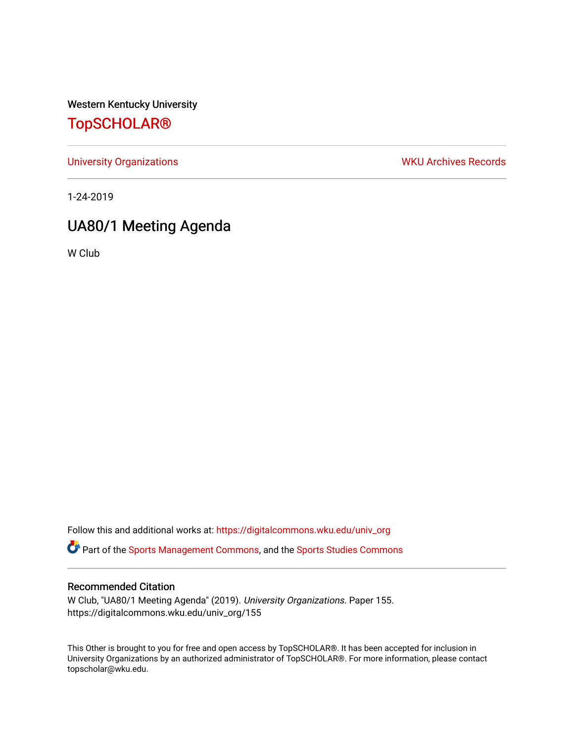Western Kentucky University

# TopSCHOLAR®

University Organizations | WKU Archives Records

1-24-2019

## UA80/1 Meeting Agenda

W Club

Follow this and additional works at: https://digitalcommons.wku.edu/univ_org

Part of the Sports Management Commons, and the Sports Studies Commons

### Recommended Citation

W Club, "UA80/1 Meeting Agenda" (2019). *University Organizations.* Paper 155.
https://digitalcommons.wku.edu/univ_org/155

This Other is brought to you for free and open access by TopSCHOLAR®. It has been accepted for inclusion in University Organizations by an authorized administrator of TopSCHOLAR®. For more information, please contact topscholar@wku.edu.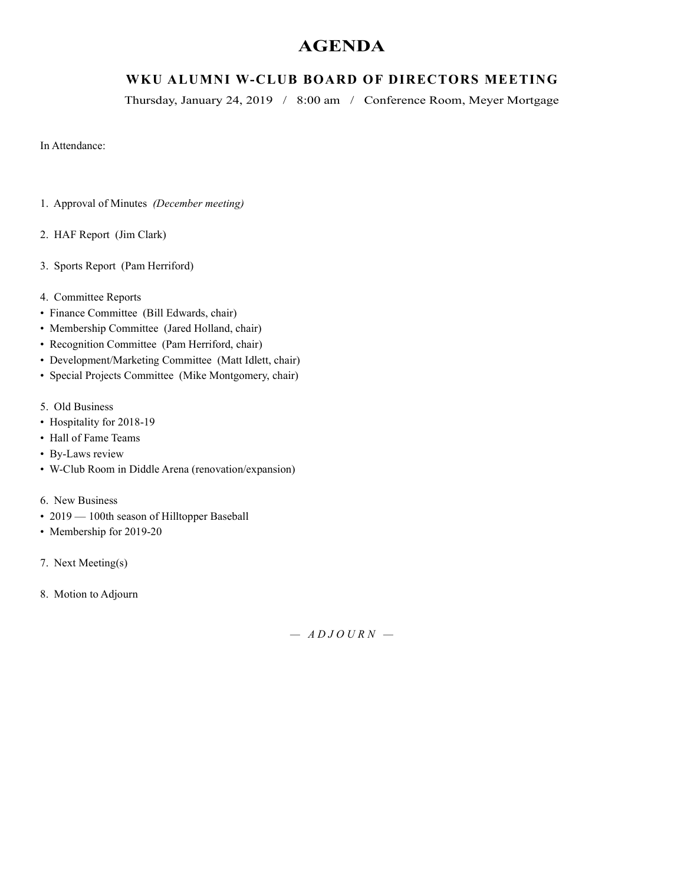# AGENDA

## WKU ALUMNI W-CLUB BOARD OF DIRECTORS MEETING

Thursday, January 24, 2019 / 8:00 am / Conference Room, Meyer Mortgage

In Attendance:

1. Approval of Minutes *(December meeting)*

2. HAF Report (Jim Clark)

3. Sports Report (Pam Herriford)

4. Committee Reports
- Finance Committee (Bill Edwards, chair)
- Membership Committee (Jared Holland, chair)
- Recognition Committee (Pam Herriford, chair)
- Development/Marketing Committee (Matt Idlett, chair)
- Special Projects Committee (Mike Montgomery, chair)

5. Old Business
- Hospitality for 2018-19
- Hall of Fame Teams
- By-Laws review
- W-Club Room in Diddle Arena (renovation/expansion)

6. New Business
- 2019 — 100th season of Hilltopper Baseball
- Membership for 2019-20

7. Next Meeting(s)

8. Motion to Adjourn

*— ADJOURN —*